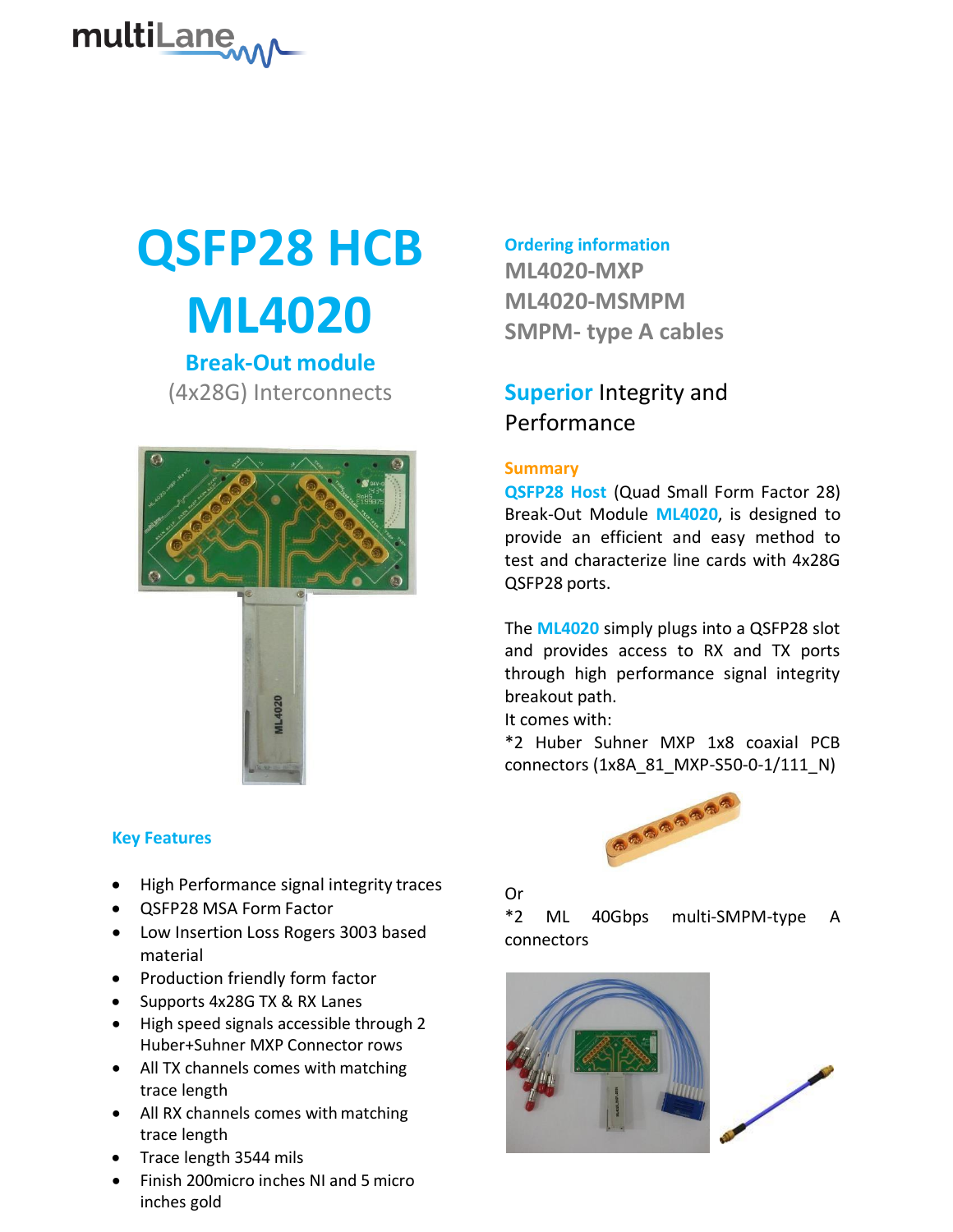# QSFP28 HCB ML4020

## Break-Out module

(4x28G) Interconnects

### Key Features

- High Performance signal integrity traces
- QSFP28 MSA Form Factor
- Low Insertion Loss Rogers 3003 based material
- Production friendly form factor
- Supports 4x28G TX & RX Lanes
- High speed signals accessible through 2 Huber+Suhner MXP Connector rows
- All TX channels comes with matching trace length
- All RX channels comes with matching trace length
- Trace length 3544 mils
- Finish 200micro inches NI and 5 micro inches gold

### Ordering information

**ML4020-MXP**

**ML4020-MSMPM**

**SMPM- type A cables**

## Superior Integrity and Performance

### Summary

**QSFP28 Host** (Quad Small Form Factor 28) Break-Out Module **ML4020**, is designed to provide an efficient and easy method to test and characterize line cards with 4x28G QSFP28 ports.

The **ML4020** simply plugs into a QSFP28 slot and provides access to RX and TX ports through high performance signal integrity breakout path.

It comes with:

*2 Huber Suhner MXP 1x8 coaxial PCB connectors (1x8A_81_MXP-S50-0-1/111_N)

Or

*2 ML 40Gbps multi-SMPM-type A connectors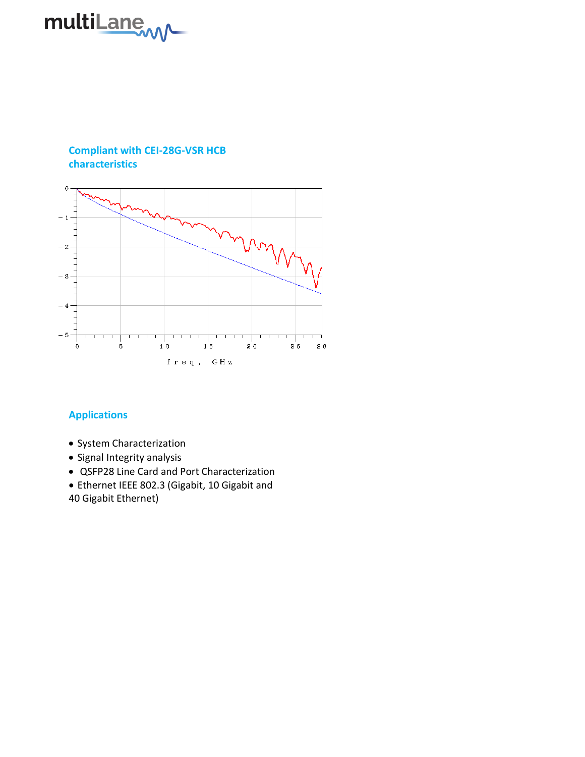## Compliant with CEI-28G-VSR HCB characteristics

## Applications

- System Characterization
- Signal Integrity analysis
- QSFP28 Line Card and Port Characterization
- Ethernet IEEE 802.3 (Gigabit, 10 Gigabit and 40 Gigabit Ethernet)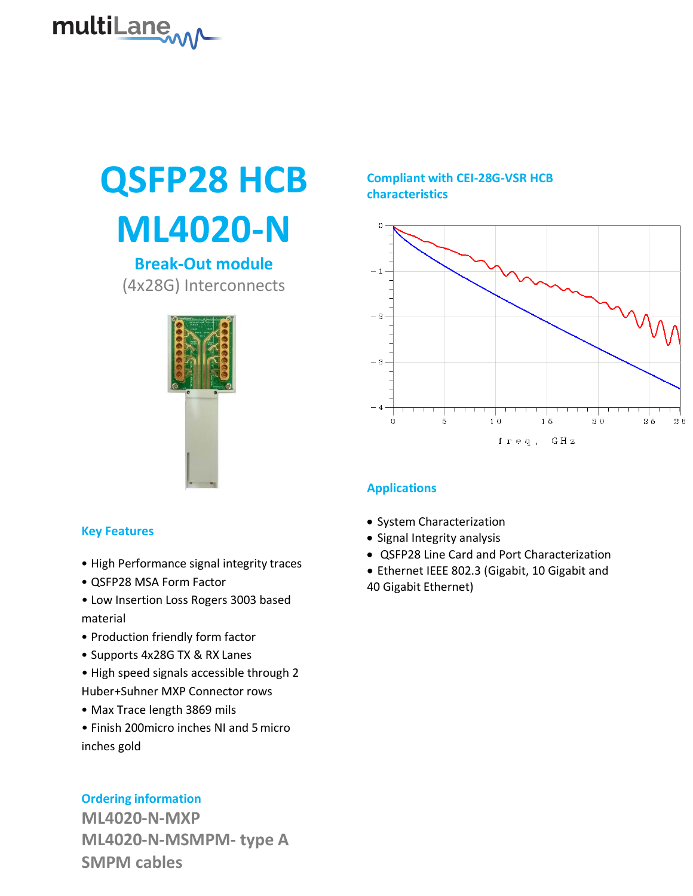# QSFP28 HCB ML4020-N

## Break-Out module

(4x28G) Interconnects

### Compliant with CEI-28G-VSR HCB characteristics

### Key Features

- High Performance signal integrity traces
- QSFP28 MSA Form Factor
- Low Insertion Loss Rogers 3003 based material
- Production friendly form factor
- Supports 4x28G TX & RX Lanes
- High speed signals accessible through 2 Huber+Suhner MXP Connector rows
- Max Trace length 3869 mils
- Finish 200micro inches NI and 5 micro inches gold

### Applications

- System Characterization
- Signal Integrity analysis
- QSFP28 Line Card and Port Characterization
- Ethernet IEEE 802.3 (Gigabit, 10 Gigabit and 40 Gigabit Ethernet)

### Ordering information

**ML4020-N-MXP**

**ML4020-N-MSMPM- type A SMPM cables**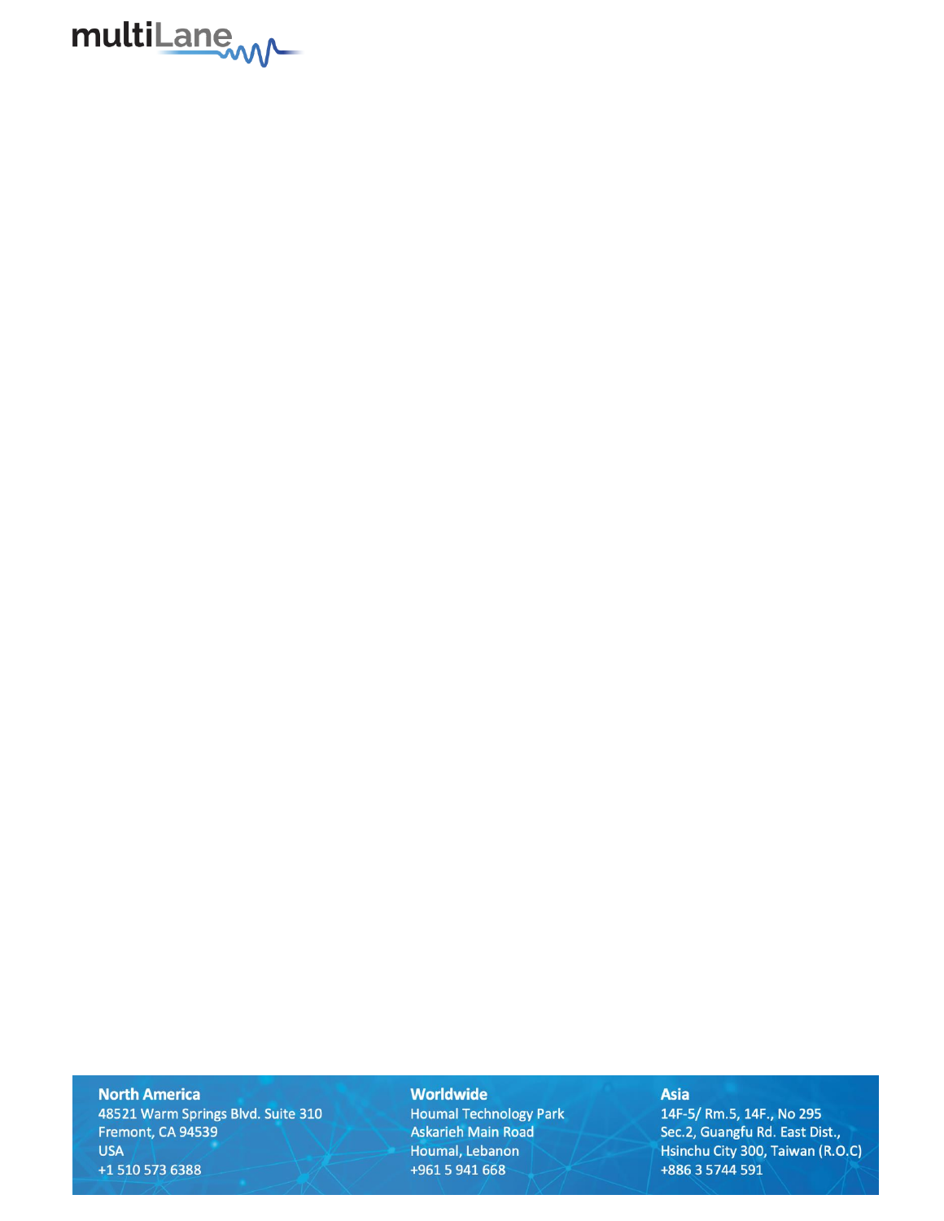**North America**
48521 Warm Springs Blvd. Suite 310
Fremont, CA 94539
USA
+1 510 573 6388

**Worldwide**
Houmal Technology Park
Askarieh Main Road
Houmal, Lebanon
+961 5 941 668

**Asia**
14F-5/ Rm.5, 14F., No 295
Sec.2, Guangfu Rd. East Dist.,
Hsinchu City 300, Taiwan (R.O.C)
+886 3 5744 591